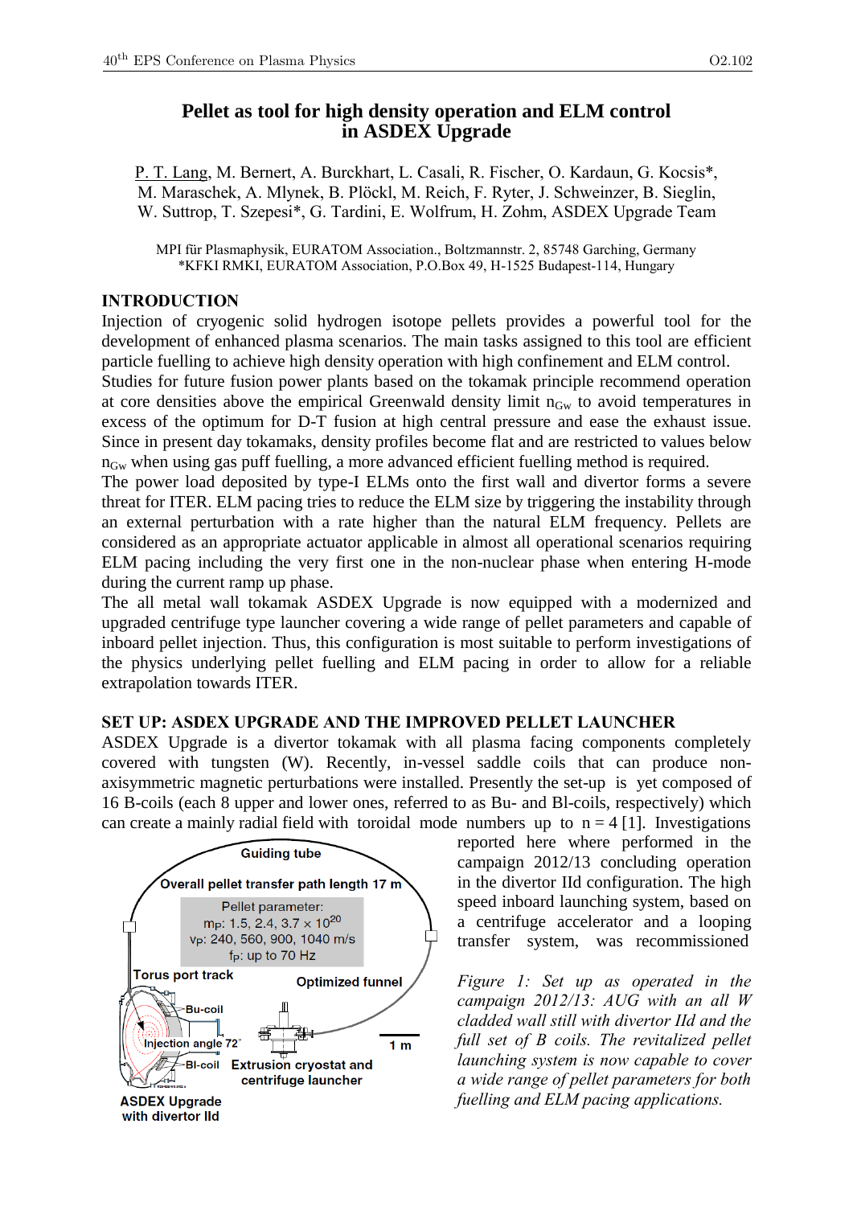# Pellet as tool for high density operation and ELM control in ASDEX Upgrade

P. T. Lang, M. Bernert, A. Burckhart, L. Casali, R. Fischer, O. Kardaun, G. Kocsis*, M. Maraschek, A. Mlynek, B. Plöckl, M. Reich, F. Ryter, J. Schweinzer, B. Sieglin, W. Suttrop, T. Szepesi*, G. Tardini, E. Wolfrum, H. Zohm, ASDEX Upgrade Team

MPI für Plasmaphysik, EURATOM Association., Boltzmannstr. 2, 85748 Garching, Germany
*KFKI RMKI, EURATOM Association, P.O.Box 49, H-1525 Budapest-114, Hungary

## INTRODUCTION

Injection of cryogenic solid hydrogen isotope pellets provides a powerful tool for the development of enhanced plasma scenarios. The main tasks assigned to this tool are efficient particle fuelling to achieve high density operation with high confinement and ELM control.
Studies for future fusion power plants based on the tokamak principle recommend operation at core densities above the empirical Greenwald density limit $n_{Gw}$ to avoid temperatures in excess of the optimum for D-T fusion at high central pressure and ease the exhaust issue. Since in present day tokamaks, density profiles become flat and are restricted to values below $n_{Gw}$ when using gas puff fuelling, a more advanced efficient fuelling method is required.
The power load deposited by type-I ELMs onto the first wall and divertor forms a severe threat for ITER. ELM pacing tries to reduce the ELM size by triggering the instability through an external perturbation with a rate higher than the natural ELM frequency. Pellets are considered as an appropriate actuator applicable in almost all operational scenarios requiring ELM pacing including the very first one in the non-nuclear phase when entering H-mode during the current ramp up phase.
The all metal wall tokamak ASDEX Upgrade is now equipped with a modernized and upgraded centrifuge type launcher covering a wide range of pellet parameters and capable of inboard pellet injection. Thus, this configuration is most suitable to perform investigations of the physics underlying pellet fuelling and ELM pacing in order to allow for a reliable extrapolation towards ITER.

## SET UP: ASDEX UPGRADE AND THE IMPROVED PELLET LAUNCHER

ASDEX Upgrade is a divertor tokamak with all plasma facing components completely covered with tungsten (W). Recently, in-vessel saddle coils that can produce non-axisymmetric magnetic perturbations were installed. Presently the set-up is yet composed of 16 B-coils (each 8 upper and lower ones, referred to as Bu- and Bl-coils, respectively) which can create a mainly radial field with toroidal mode numbers up to $n = 4$ [1]. Investigations reported here where performed in the campaign 2012/13 concluding operation in the divertor IId configuration. The high speed inboard launching system, based on a centrifuge accelerator and a looping transfer system, was recommissioned

Guiding tube
Overall pellet transfer path length 17 m
Pellet parameter:
$m_P$: 1.5, 2.4, 3.7 × $10^{20}$
$v_P$: 240, 560, 900, 1040 m/s
$f_P$: up to 70 Hz
Torus port track
Optimized funnel
Bu-coil
Injection angle 72°
Bl-coil
1 m
Extrusion cryostat and centrifuge launcher
ASDEX Upgrade with divertor IId

*Figure 1: Set up as operated in the campaign 2012/13: AUG with an all W cladded wall still with divertor IId and the full set of B coils. The revitalized pellet launching system is now capable to cover a wide range of pellet parameters for both fuelling and ELM pacing applications.*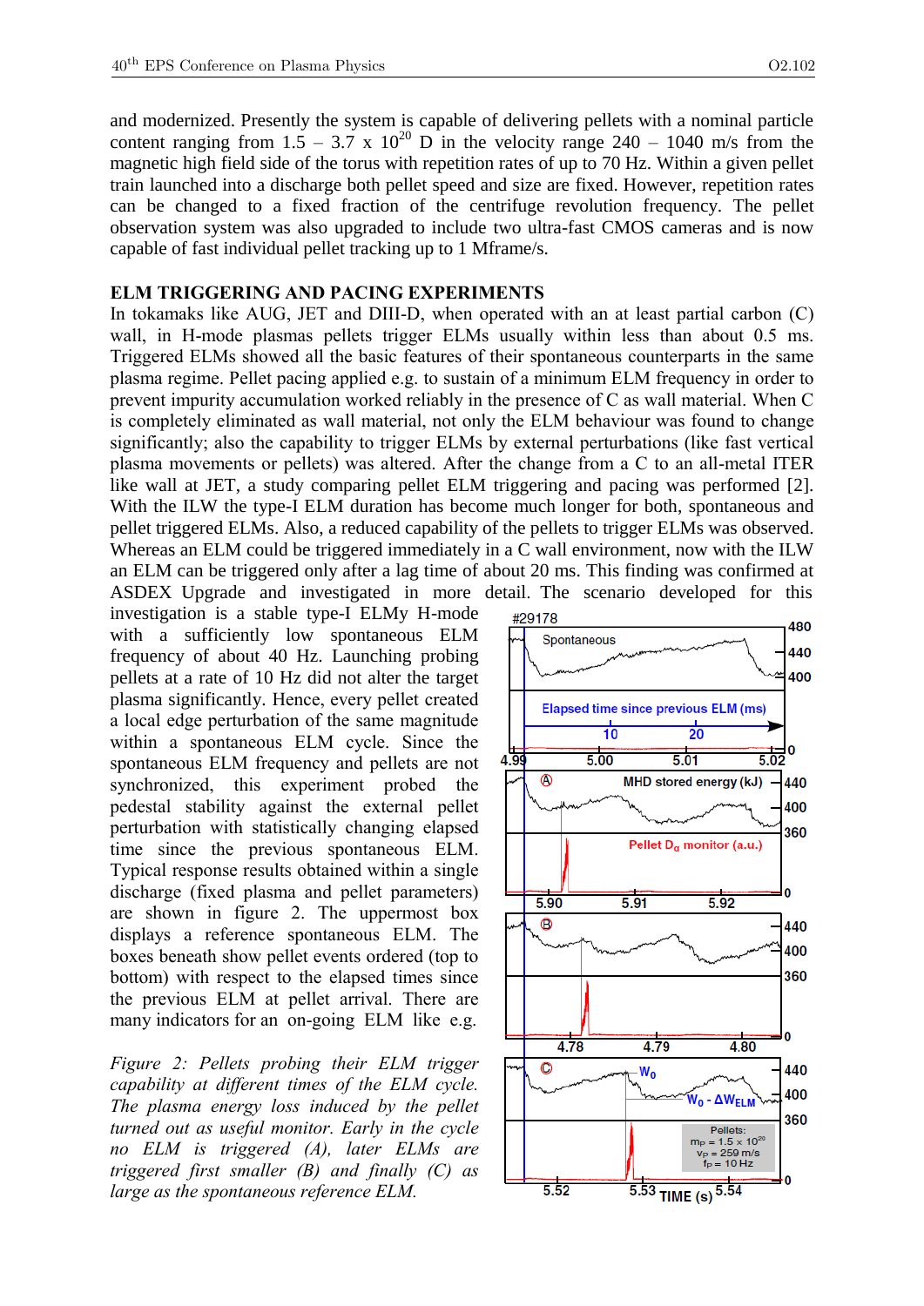and modernized. Presently the system is capable of delivering pellets with a nominal particle content ranging from 1.5 – 3.7 x $10^{20}$ D in the velocity range 240 – 1040 m/s from the magnetic high field side of the torus with repetition rates of up to 70 Hz. Within a given pellet train launched into a discharge both pellet speed and size are fixed. However, repetition rates can be changed to a fixed fraction of the centrifuge revolution frequency. The pellet observation system was also upgraded to include two ultra-fast CMOS cameras and is now capable of fast individual pellet tracking up to 1 Mframe/s.

## ELM TRIGGERING AND PACING EXPERIMENTS

In tokamaks like AUG, JET and DIII-D, when operated with an at least partial carbon (C) wall, in H-mode plasmas pellets trigger ELMs usually within less than about 0.5 ms. Triggered ELMs showed all the basic features of their spontaneous counterparts in the same plasma regime. Pellet pacing applied e.g. to sustain of a minimum ELM frequency in order to prevent impurity accumulation worked reliably in the presence of C as wall material. When C is completely eliminated as wall material, not only the ELM behaviour was found to change significantly; also the capability to trigger ELMs by external perturbations (like fast vertical plasma movements or pellets) was altered. After the change from a C to an all-metal ITER like wall at JET, a study comparing pellet ELM triggering and pacing was performed [2]. With the ILW the type-I ELM duration has become much longer for both, spontaneous and pellet triggered ELMs. Also, a reduced capability of the pellets to trigger ELMs was observed. Whereas an ELM could be triggered immediately in a C wall environment, now with the ILW an ELM can be triggered only after a lag time of about 20 ms. This finding was confirmed at ASDEX Upgrade and investigated in more detail. The scenario developed for this investigation is a stable type-I ELMy H-mode with a sufficiently low spontaneous ELM frequency of about 40 Hz. Launching probing pellets at a rate of 10 Hz did not alter the target plasma significantly. Hence, every pellet created a local edge perturbation of the same magnitude within a spontaneous ELM cycle. Since the spontaneous ELM frequency and pellets are not synchronized, this experiment probed the pedestal stability against the external pellet perturbation with statistically changing elapsed time since the previous spontaneous ELM. Typical response results obtained within a single discharge (fixed plasma and pellet parameters) are shown in figure 2. The uppermost box displays a reference spontaneous ELM. The boxes beneath show pellet events ordered (top to bottom) with respect to the elapsed times since the previous ELM at pellet arrival. There are many indicators for an on-going ELM like e.g.

*Figure 2: Pellets probing their ELM trigger capability at different times of the ELM cycle. The plasma energy loss induced by the pellet turned out as useful monitor. Early in the cycle no ELM is triggered (A), later ELMs are triggered first smaller (B) and finally (C) as large as the spontaneous reference ELM.*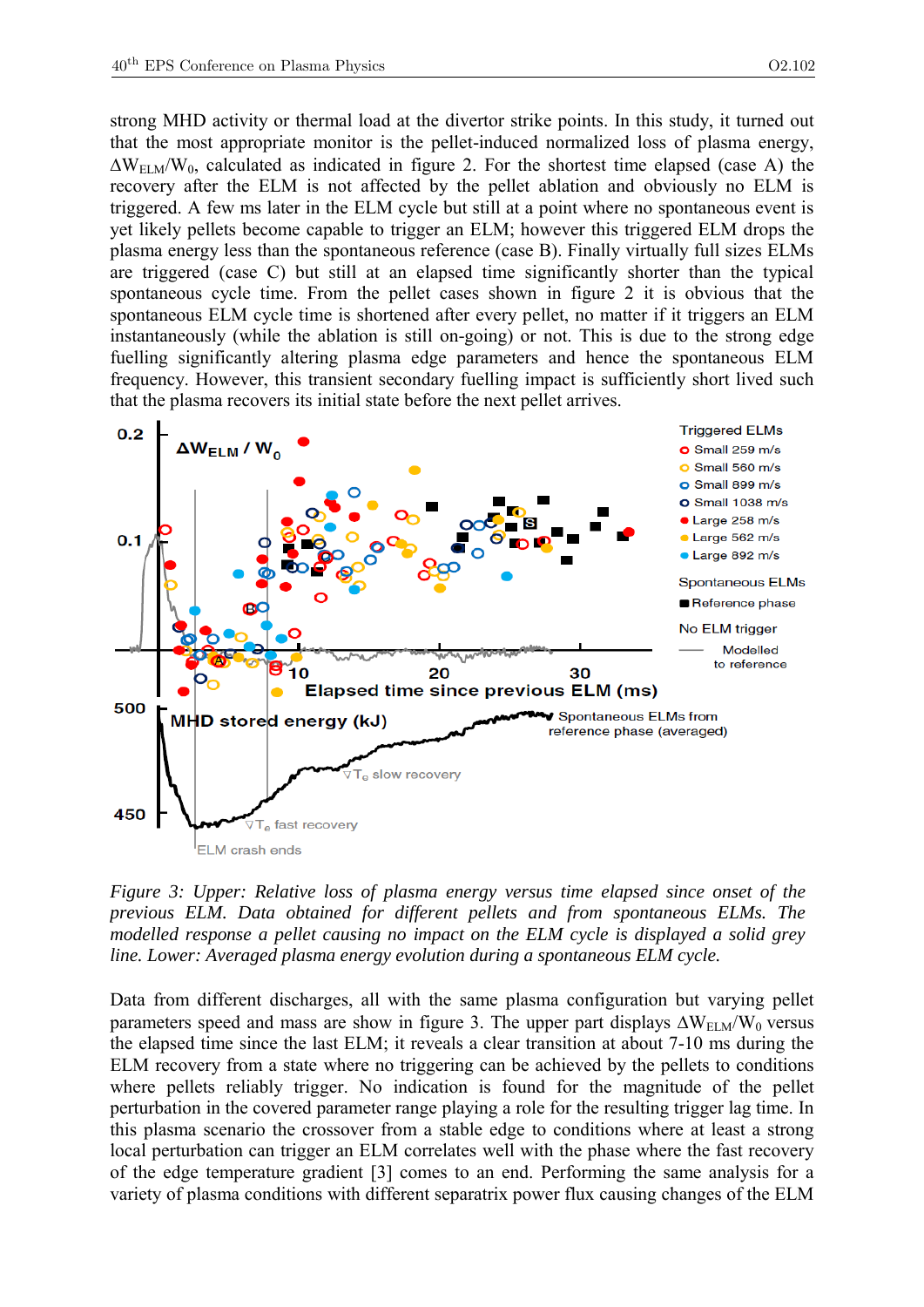strong MHD activity or thermal load at the divertor strike points. In this study, it turned out that the most appropriate monitor is the pellet-induced normalized loss of plasma energy, $\Delta W_{ELM}/W_0$, calculated as indicated in figure 2. For the shortest time elapsed (case A) the recovery after the ELM is not affected by the pellet ablation and obviously no ELM is triggered. A few ms later in the ELM cycle but still at a point where no spontaneous event is yet likely pellets become capable to trigger an ELM; however this triggered ELM drops the plasma energy less than the spontaneous reference (case B). Finally virtually full sizes ELMs are triggered (case C) but still at an elapsed time significantly shorter than the typical spontaneous cycle time. From the pellet cases shown in figure 2 it is obvious that the spontaneous ELM cycle time is shortened after every pellet, no matter if it triggers an ELM instantaneously (while the ablation is still on-going) or not. This is due to the strong edge fuelling significantly altering plasma edge parameters and hence the spontaneous ELM frequency. However, this transient secondary fuelling impact is sufficiently short lived such that the plasma recovers its initial state before the next pellet arrives.

*Figure 3: Upper: Relative loss of plasma energy versus time elapsed since onset of the previous ELM. Data obtained for different pellets and from spontaneous ELMs. The modelled response a pellet causing no impact on the ELM cycle is displayed a solid grey line. Lower: Averaged plasma energy evolution during a spontaneous ELM cycle.*

Data from different discharges, all with the same plasma configuration but varying pellet parameters speed and mass are show in figure 3. The upper part displays $\Delta W_{ELM}/W_0$ versus the elapsed time since the last ELM; it reveals a clear transition at about 7-10 ms during the ELM recovery from a state where no triggering can be achieved by the pellets to conditions where pellets reliably trigger. No indication is found for the magnitude of the pellet perturbation in the covered parameter range playing a role for the resulting trigger lag time. In this plasma scenario the crossover from a stable edge to conditions where at least a strong local perturbation can trigger an ELM correlates well with the phase where the fast recovery of the edge temperature gradient [3] comes to an end. Performing the same analysis for a variety of plasma conditions with different separatrix power flux causing changes of the ELM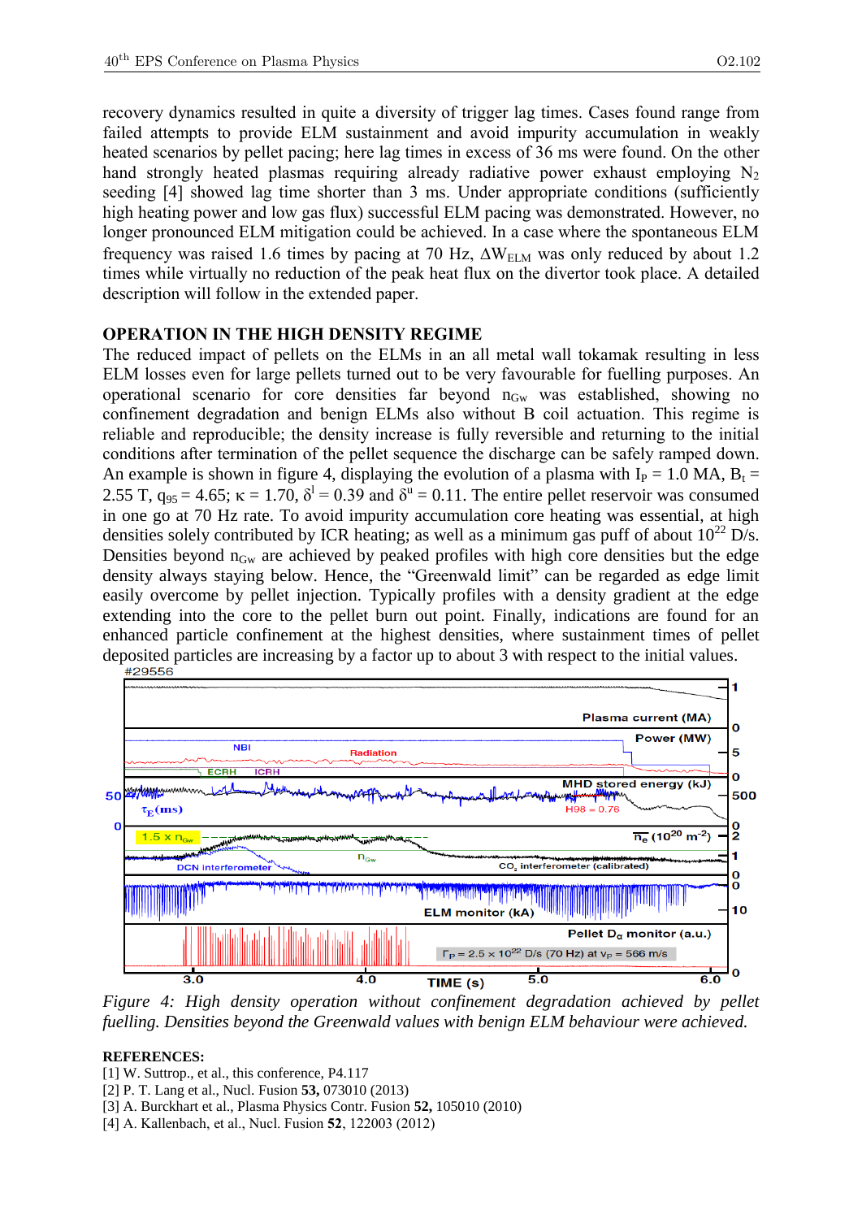recovery dynamics resulted in quite a diversity of trigger lag times. Cases found range from failed attempts to provide ELM sustainment and avoid impurity accumulation in weakly heated scenarios by pellet pacing; here lag times in excess of 36 ms were found. On the other hand strongly heated plasmas requiring already radiative power exhaust employing $N_2$ seeding [4] showed lag time shorter than 3 ms. Under appropriate conditions (sufficiently high heating power and low gas flux) successful ELM pacing was demonstrated. However, no longer pronounced ELM mitigation could be achieved. In a case where the spontaneous ELM frequency was raised 1.6 times by pacing at 70 Hz, $\Delta W_{ELM}$ was only reduced by about 1.2 times while virtually no reduction of the peak heat flux on the divertor took place. A detailed description will follow in the extended paper.

## OPERATION IN THE HIGH DENSITY REGIME

The reduced impact of pellets on the ELMs in an all metal wall tokamak resulting in less ELM losses even for large pellets turned out to be very favourable for fuelling purposes. An operational scenario for core densities far beyond $n_{Gw}$ was established, showing no confinement degradation and benign ELMs also without B coil actuation. This regime is reliable and reproducible; the density increase is fully reversible and returning to the initial conditions after termination of the pellet sequence the discharge can be safely ramped down. An example is shown in figure 4, displaying the evolution of a plasma with $I_P$ = 1.0 MA, $B_t$ = 2.55 T, $q_{95}$ = 4.65; $\kappa$ = 1.70, $\delta^l$ = 0.39 and $\delta^u$ = 0.11. The entire pellet reservoir was consumed in one go at 70 Hz rate. To avoid impurity accumulation core heating was essential, at high densities solely contributed by ICR heating; as well as a minimum gas puff of about $10^{22}$ D/s. Densities beyond $n_{Gw}$ are achieved by peaked profiles with high core densities but the edge density always staying below. Hence, the "Greenwald limit" can be regarded as edge limit easily overcome by pellet injection. Typically profiles with a density gradient at the edge extending into the core to the pellet burn out point. Finally, indications are found for an enhanced particle confinement at the highest densities, where sustainment times of pellet deposited particles are increasing by a factor up to about 3 with respect to the initial values.

#29556
Plasma current (MA)
1
0
Power (MW)
NBI
Radiation
ECRH
ICRH
5
0
MHD stored energy (kJ)
$\tau_E$(ms)
H98 = 0.76
50
0
500
0
1.5 x $n_{Gw}$
$\overline{n_e}$ ($10^{20}$ m$^{-2}$)
$n_{Gw}$
DCN interferometer
$CO_2$ interferometer (calibrated)
2
1
0
0
ELM monitor (kA)
10
Pellet $D_\alpha$ monitor (a.u.)
$\Gamma_P$ = 2.5 x $10^{22}$ D/s (70 Hz) at $v_P$ = 566 m/s
0
3.0
4.0
TIME (s)
5.0
6.0

*Figure 4: High density operation without confinement degradation achieved by pellet fuelling. Densities beyond the Greenwald values with benign ELM behaviour were achieved.*

**REFERENCES:**

[1] W. Suttrop., et al., this conference, P4.117
[2] P. T. Lang et al., Nucl. Fusion **53,** 073010 (2013)
[3] A. Burckhart et al., Plasma Physics Contr. Fusion **52,** 105010 (2010)
[4] A. Kallenbach, et al., Nucl. Fusion **52**, 122003 (2012)